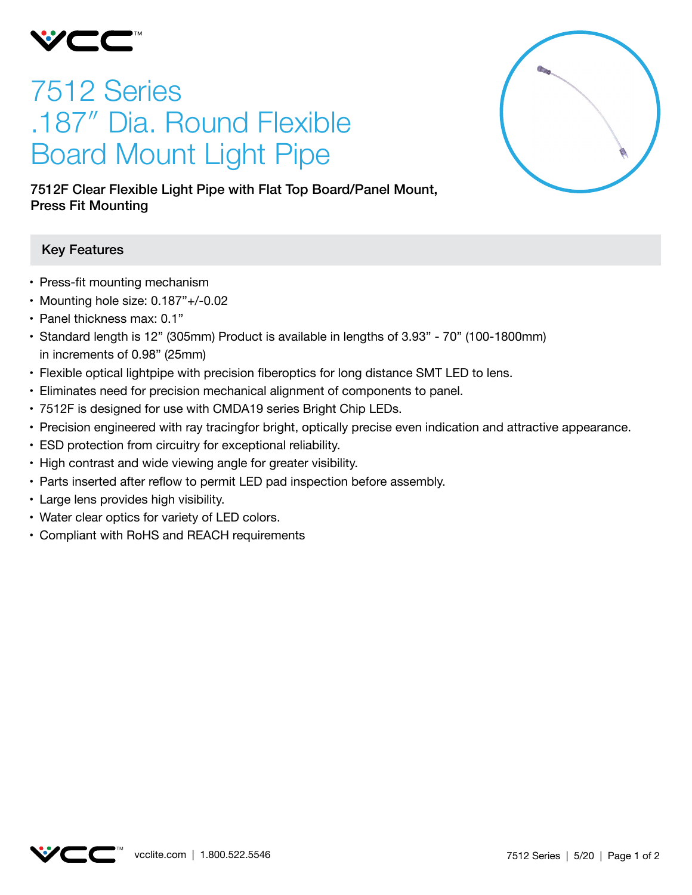# 7512 Series .187″ Dia. Round Flexible Board Mount Light Pipe

**7512F Clear Flexible Light Pipe with Flat Top Board/Panel Mount, Press Fit Mounting**

## Key Features

- Press-fit mounting mechanism
- Mounting hole size: 0.187”+/-0.02
- Panel thickness max: 0.1”
- Standard length is 12” (305mm) Product is available in lengths of 3.93” - 70” (100-1800mm) in increments of 0.98” (25mm)
- Flexible optical lightpipe with precision fiberoptics for long distance SMT LED to lens.
- Eliminates need for precision mechanical alignment of components to panel.
- 7512F is designed for use with CMDA19 series Bright Chip LEDs.
- Precision engineered with ray tracingfor bright, optically precise even indication and attractive appearance.
- ESD protection from circuitry for exceptional reliability.
- High contrast and wide viewing angle for greater visibility.
- Parts inserted after reflow to permit LED pad inspection before assembly.
- Large lens provides high visibility.
- Water clear optics for variety of LED colors.
- Compliant with RoHS and REACH requirements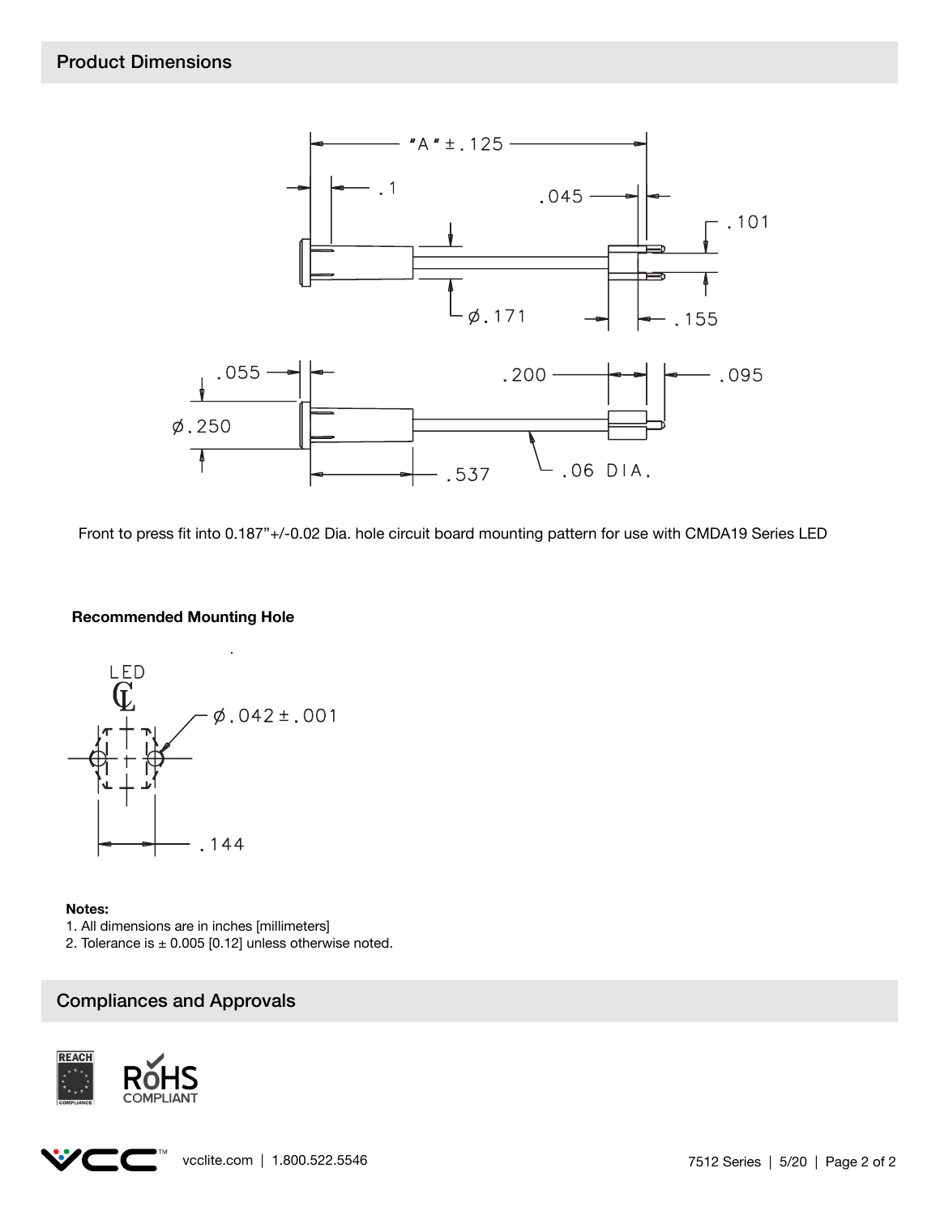## Product Dimensions

"A" ±.125

.1

.045

.101

Ø.171

.155

.055

.200

.095

Ø.250

.537

.06 DIA.

Front to press fit into 0.187"+/-0.02 Dia. hole circuit board mounting pattern for use with CMDA19 Series LED

**Recommended Mounting Hole**

LED

℄

Ø.042±.001

.144

**Notes:**

1. All dimensions are in inches [millimeters]
2. Tolerance is ± 0.005 [0.12] unless otherwise noted.

## Compliances and Approvals

REACH COMPLIANCE

RoHS COMPLIANT

vcclite.com | 1.800.522.5546

7512 Series | 5/20